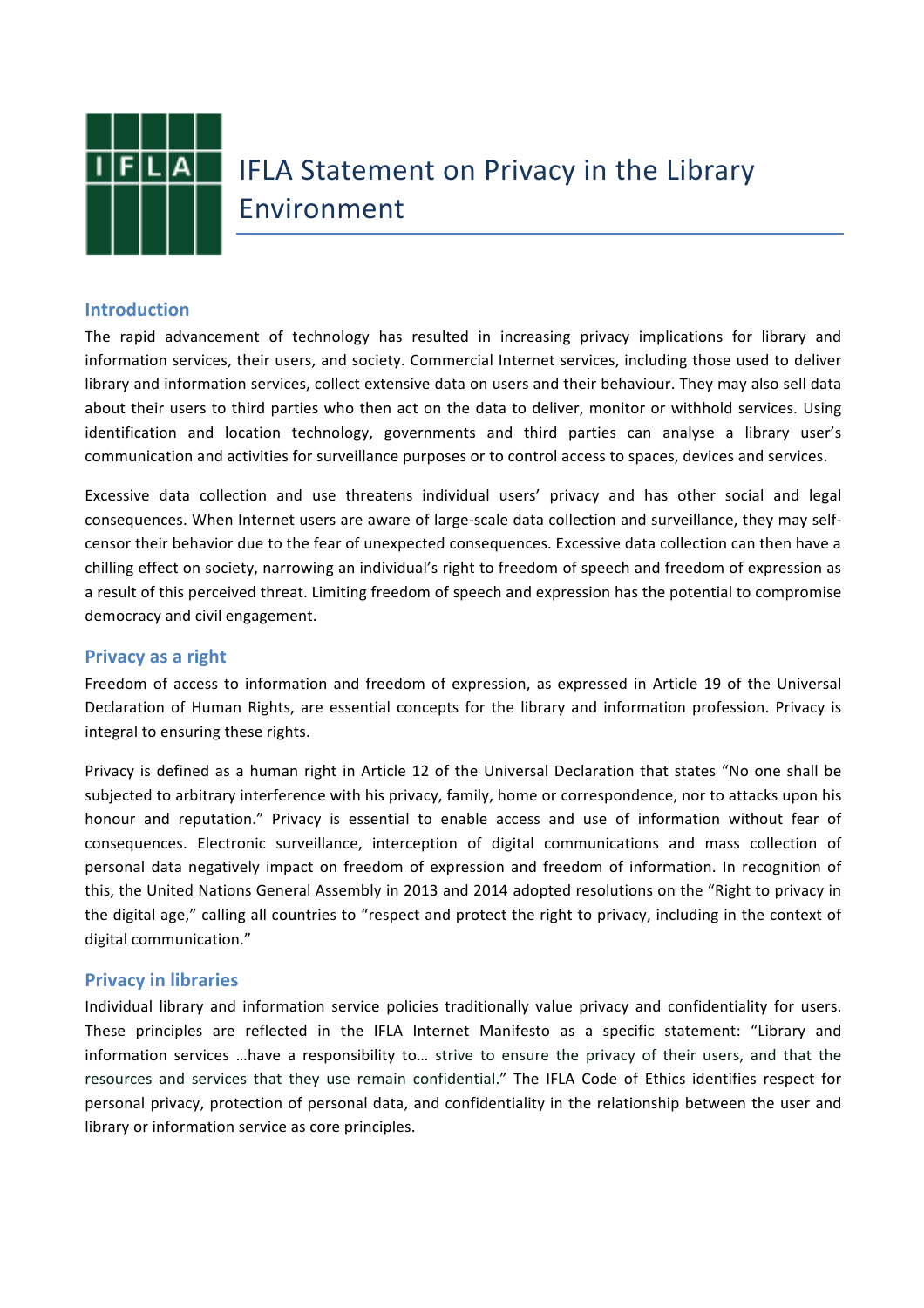# IFLA Statement on Privacy in the Library Environment

## Introduction

The rapid advancement of technology has resulted in increasing privacy implications for library and information services, their users, and society. Commercial Internet services, including those used to deliver library and information services, collect extensive data on users and their behaviour. They may also sell data about their users to third parties who then act on the data to deliver, monitor or withhold services. Using identification and location technology, governments and third parties can analyse a library user's communication and activities for surveillance purposes or to control access to spaces, devices and services.

Excessive data collection and use threatens individual users' privacy and has other social and legal consequences. When Internet users are aware of large-scale data collection and surveillance, they may self-censor their behavior due to the fear of unexpected consequences. Excessive data collection can then have a chilling effect on society, narrowing an individual's right to freedom of speech and freedom of expression as a result of this perceived threat. Limiting freedom of speech and expression has the potential to compromise democracy and civil engagement.

## Privacy as a right

Freedom of access to information and freedom of expression, as expressed in Article 19 of the Universal Declaration of Human Rights, are essential concepts for the library and information profession. Privacy is integral to ensuring these rights.

Privacy is defined as a human right in Article 12 of the Universal Declaration that states "No one shall be subjected to arbitrary interference with his privacy, family, home or correspondence, nor to attacks upon his honour and reputation." Privacy is essential to enable access and use of information without fear of consequences. Electronic surveillance, interception of digital communications and mass collection of personal data negatively impact on freedom of expression and freedom of information. In recognition of this, the United Nations General Assembly in 2013 and 2014 adopted resolutions on the "Right to privacy in the digital age," calling all countries to "respect and protect the right to privacy, including in the context of digital communication."

## Privacy in libraries

Individual library and information service policies traditionally value privacy and confidentiality for users. These principles are reflected in the IFLA Internet Manifesto as a specific statement: "Library and information services …have a responsibility to… strive to ensure the privacy of their users, and that the resources and services that they use remain confidential." The IFLA Code of Ethics identifies respect for personal privacy, protection of personal data, and confidentiality in the relationship between the user and library or information service as core principles.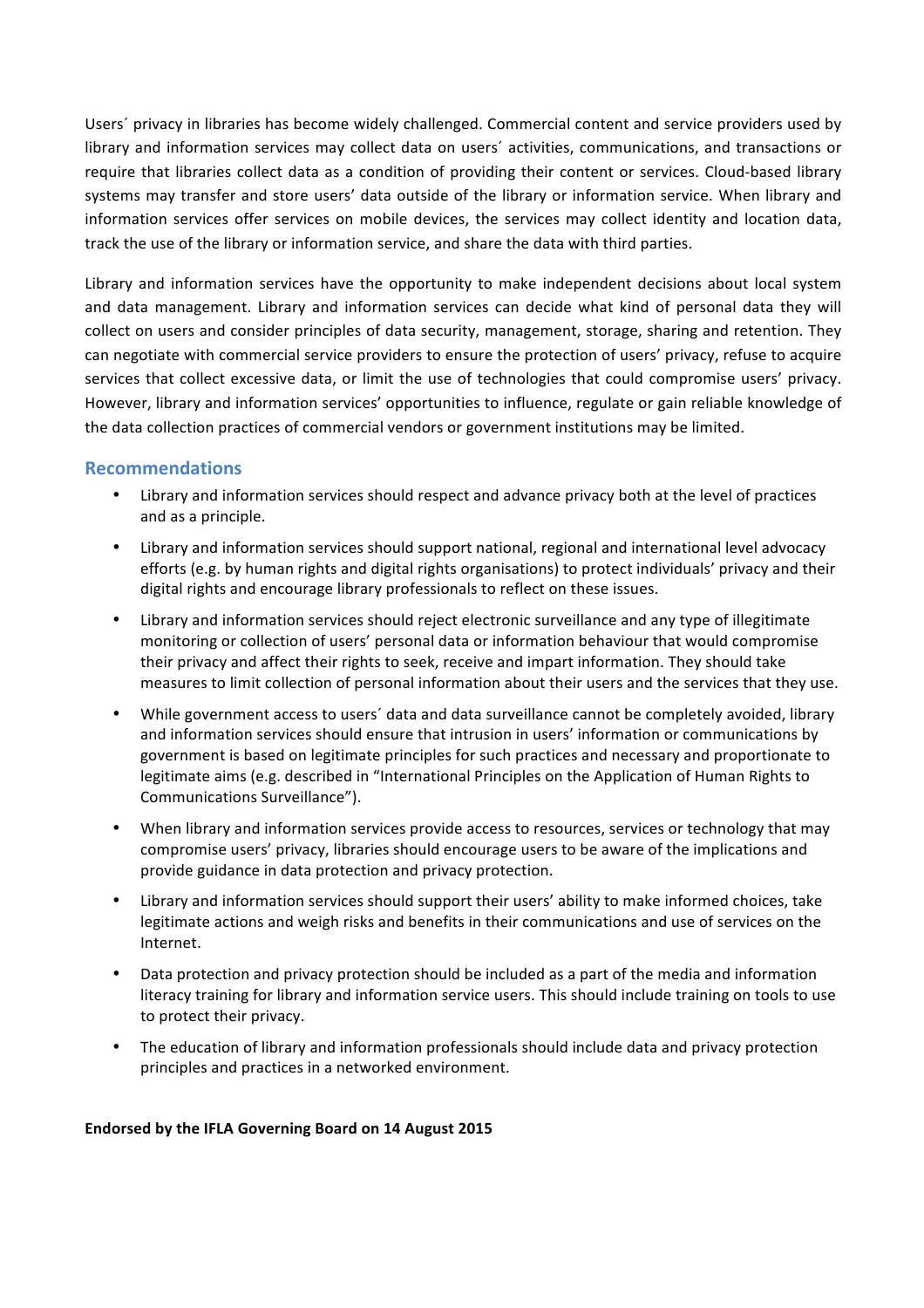Users´ privacy in libraries has become widely challenged. Commercial content and service providers used by library and information services may collect data on users´ activities, communications, and transactions or require that libraries collect data as a condition of providing their content or services. Cloud-based library systems may transfer and store users' data outside of the library or information service. When library and information services offer services on mobile devices, the services may collect identity and location data, track the use of the library or information service, and share the data with third parties.

Library and information services have the opportunity to make independent decisions about local system and data management. Library and information services can decide what kind of personal data they will collect on users and consider principles of data security, management, storage, sharing and retention. They can negotiate with commercial service providers to ensure the protection of users' privacy, refuse to acquire services that collect excessive data, or limit the use of technologies that could compromise users' privacy. However, library and information services' opportunities to influence, regulate or gain reliable knowledge of the data collection practices of commercial vendors or government institutions may be limited.

## Recommendations

- Library and information services should respect and advance privacy both at the level of practices and as a principle.
- Library and information services should support national, regional and international level advocacy efforts (e.g. by human rights and digital rights organisations) to protect individuals' privacy and their digital rights and encourage library professionals to reflect on these issues.
- Library and information services should reject electronic surveillance and any type of illegitimate monitoring or collection of users' personal data or information behaviour that would compromise their privacy and affect their rights to seek, receive and impart information. They should take measures to limit collection of personal information about their users and the services that they use.
- While government access to users´ data and data surveillance cannot be completely avoided, library and information services should ensure that intrusion in users' information or communications by government is based on legitimate principles for such practices and necessary and proportionate to legitimate aims (e.g. described in "International Principles on the Application of Human Rights to Communications Surveillance").
- When library and information services provide access to resources, services or technology that may compromise users' privacy, libraries should encourage users to be aware of the implications and provide guidance in data protection and privacy protection.
- Library and information services should support their users' ability to make informed choices, take legitimate actions and weigh risks and benefits in their communications and use of services on the Internet.
- Data protection and privacy protection should be included as a part of the media and information literacy training for library and information service users. This should include training on tools to use to protect their privacy.
- The education of library and information professionals should include data and privacy protection principles and practices in a networked environment.

**Endorsed by the IFLA Governing Board on 14 August 2015**